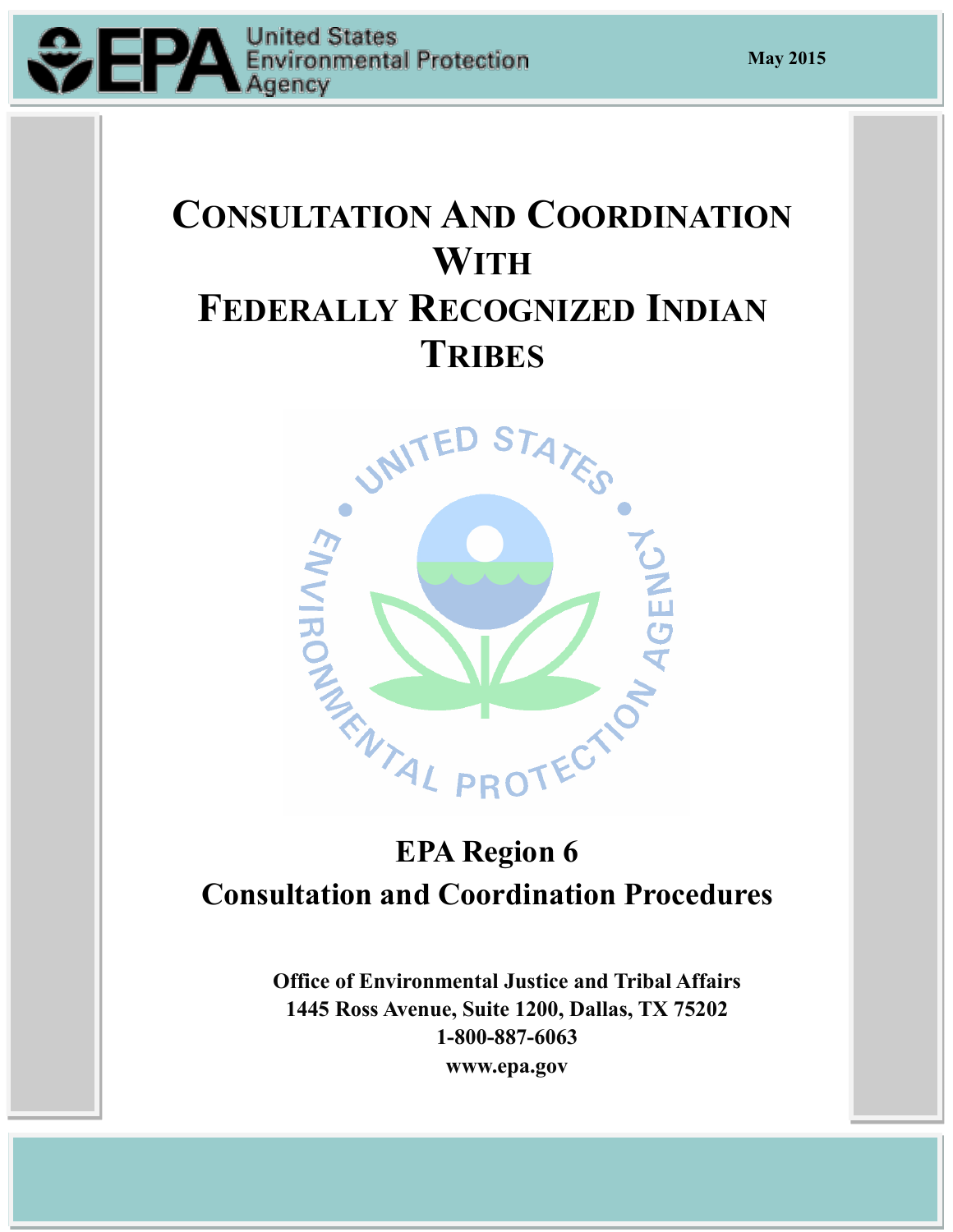United States Environmental Protection Agency

May 2015

# Consultation And Coordination With Federally Recognized Indian Tribes

## EPA Region 6
## Consultation and Coordination Procedures

**Office of Environmental Justice and Tribal Affairs**
**1445 Ross Avenue, Suite 1200, Dallas, TX 75202**
**1-800-887-6063**
**www.epa.gov**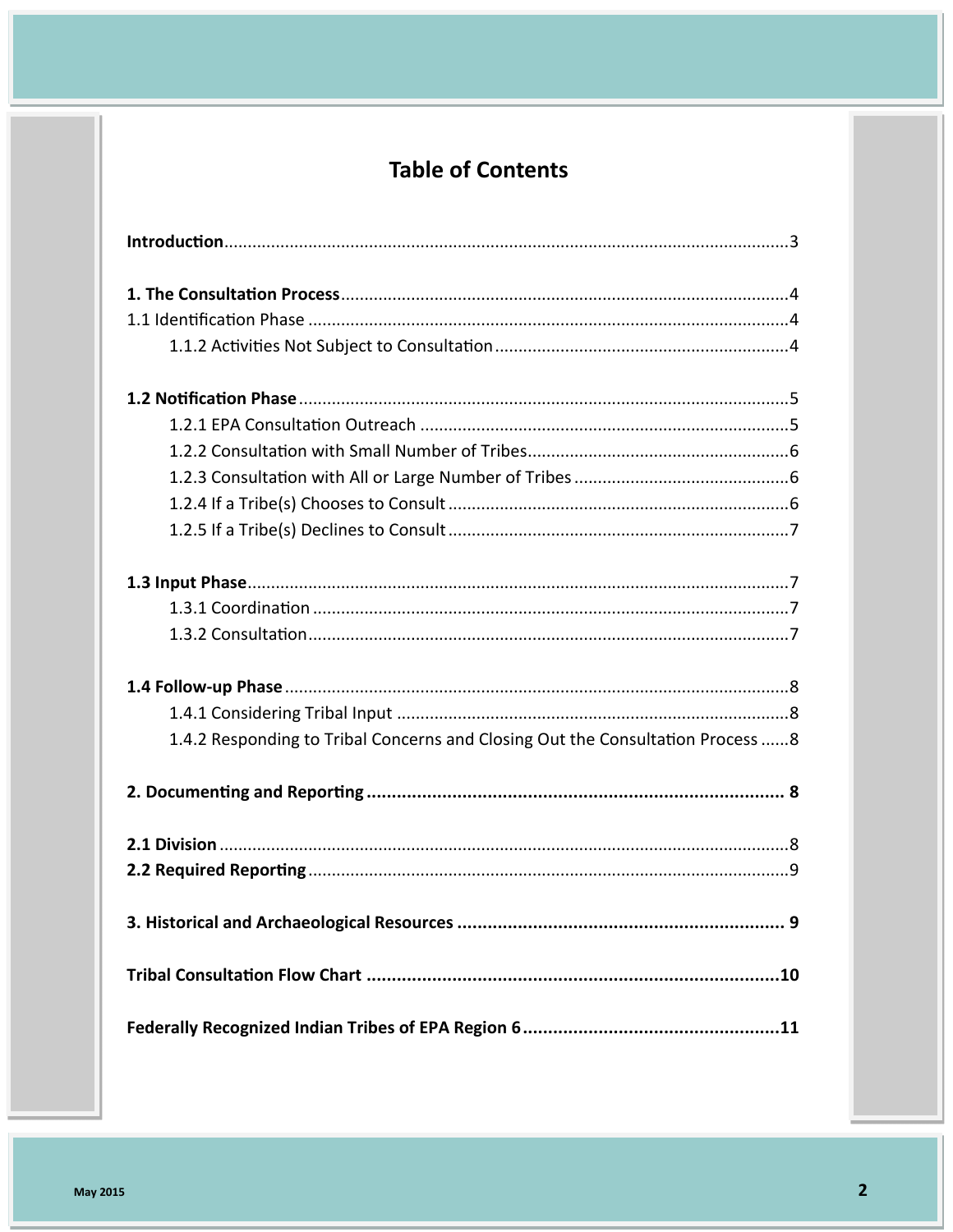# Table of Contents

**Introduction** ........ 3

**1. The Consultation Process** ........ 4
1.1 Identification Phase ........ 4
    1.1.2 Activities Not Subject to Consultation ........ 4

**1.2 Notification Phase** ........ 5
    1.2.1 EPA Consultation Outreach ........ 5
    1.2.2 Consultation with Small Number of Tribes ........ 6
    1.2.3 Consultation with All or Large Number of Tribes ........ 6
    1.2.4 If a Tribe(s) Chooses to Consult ........ 6
    1.2.5 If a Tribe(s) Declines to Consult ........ 7

**1.3 Input Phase** ........ 7
    1.3.1 Coordination ........ 7
    1.3.2 Consultation ........ 7

**1.4 Follow-up Phase** ........ 8
    1.4.1 Considering Tribal Input ........ 8
    1.4.2 Responding to Tribal Concerns and Closing Out the Consultation Process ........ 8

**2. Documenting and Reporting ........ 8**

**2.1 Division** ........ 8
**2.2 Required Reporting** ........ 9

**3. Historical and Archaeological Resources ........ 9**

**Tribal Consultation Flow Chart ........ 10**

**Federally Recognized Indian Tribes of EPA Region 6 ........ 11**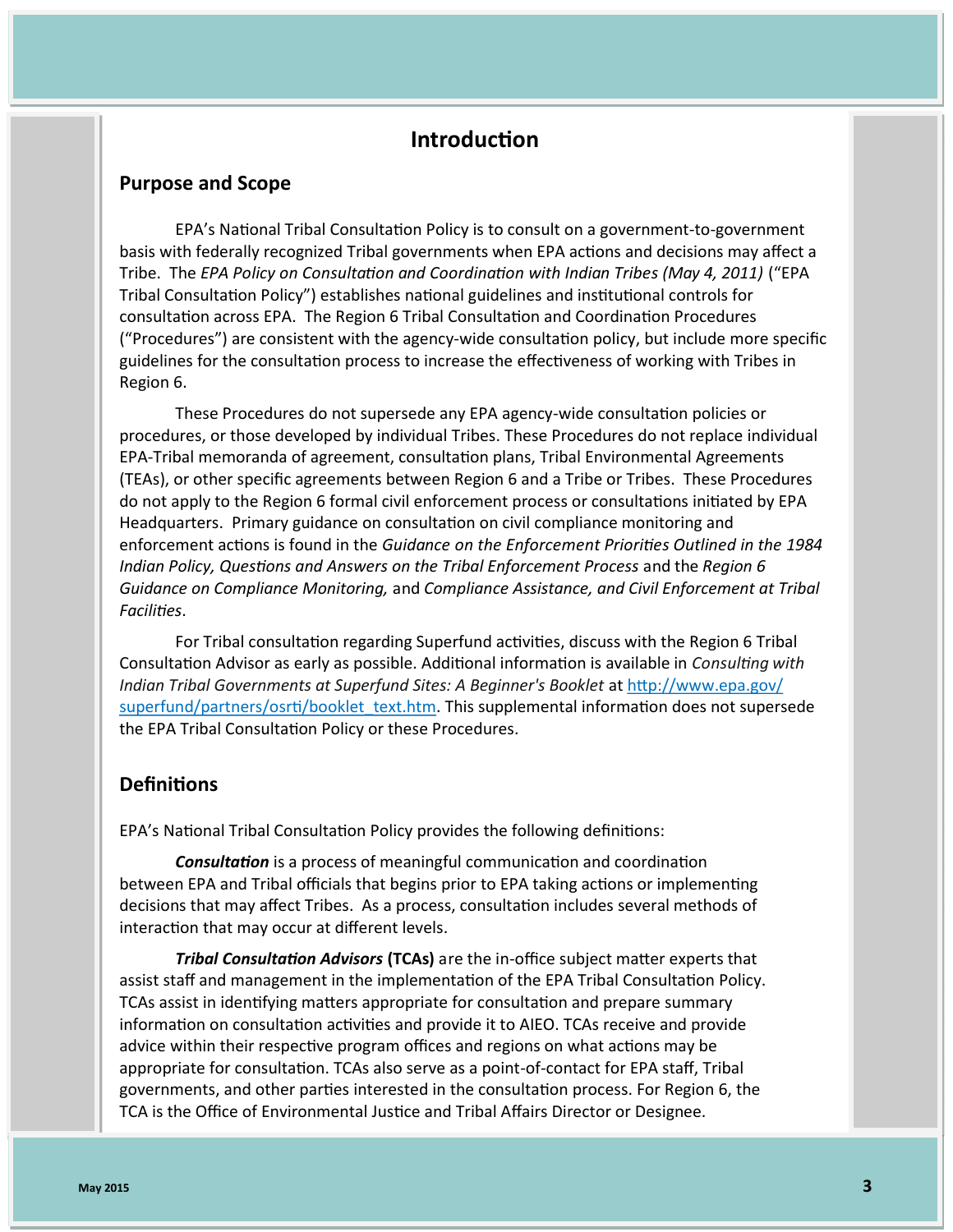# Introduction

## Purpose and Scope

EPA's National Tribal Consultation Policy is to consult on a government-to-government basis with federally recognized Tribal governments when EPA actions and decisions may affect a Tribe. The *EPA Policy on Consultation and Coordination with Indian Tribes (May 4, 2011)* ("EPA Tribal Consultation Policy") establishes national guidelines and institutional controls for consultation across EPA. The Region 6 Tribal Consultation and Coordination Procedures ("Procedures") are consistent with the agency-wide consultation policy, but include more specific guidelines for the consultation process to increase the effectiveness of working with Tribes in Region 6.

These Procedures do not supersede any EPA agency-wide consultation policies or procedures, or those developed by individual Tribes. These Procedures do not replace individual EPA-Tribal memoranda of agreement, consultation plans, Tribal Environmental Agreements (TEAs), or other specific agreements between Region 6 and a Tribe or Tribes. These Procedures do not apply to the Region 6 formal civil enforcement process or consultations initiated by EPA Headquarters. Primary guidance on consultation on civil compliance monitoring and enforcement actions is found in the *Guidance on the Enforcement Priorities Outlined in the 1984 Indian Policy, Questions and Answers on the Tribal Enforcement Process* and the *Region 6 Guidance on Compliance Monitoring,* and *Compliance Assistance, and Civil Enforcement at Tribal Facilities*.

For Tribal consultation regarding Superfund activities, discuss with the Region 6 Tribal Consultation Advisor as early as possible. Additional information is available in *Consulting with Indian Tribal Governments at Superfund Sites: A Beginner's Booklet* at http://www.epa.gov/superfund/partners/osrti/booklet_text.htm. This supplemental information does not supersede the EPA Tribal Consultation Policy or these Procedures.

## Definitions

EPA's National Tribal Consultation Policy provides the following definitions:

***Consultation*** is a process of meaningful communication and coordination between EPA and Tribal officials that begins prior to EPA taking actions or implementing decisions that may affect Tribes. As a process, consultation includes several methods of interaction that may occur at different levels.

***Tribal Consultation Advisors*** **(TCAs)** are the in-office subject matter experts that assist staff and management in the implementation of the EPA Tribal Consultation Policy. TCAs assist in identifying matters appropriate for consultation and prepare summary information on consultation activities and provide it to AIEO. TCAs receive and provide advice within their respective program offices and regions on what actions may be appropriate for consultation. TCAs also serve as a point-of-contact for EPA staff, Tribal governments, and other parties interested in the consultation process. For Region 6, the TCA is the Office of Environmental Justice and Tribal Affairs Director or Designee.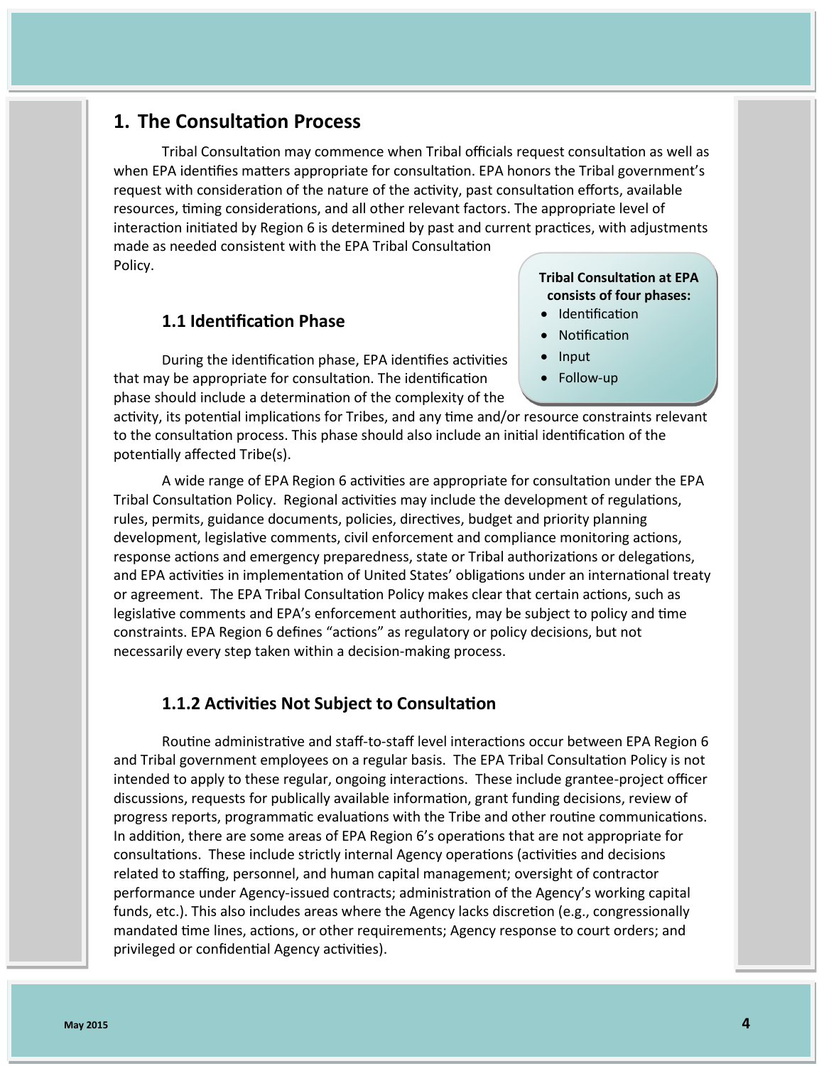## 1. The Consultation Process

Tribal Consultation may commence when Tribal officials request consultation as well as when EPA identifies matters appropriate for consultation. EPA honors the Tribal government's request with consideration of the nature of the activity, past consultation efforts, available resources, timing considerations, and all other relevant factors. The appropriate level of interaction initiated by Region 6 is determined by past and current practices, with adjustments made as needed consistent with the EPA Tribal Consultation Policy.

**Tribal Consultation at EPA consists of four phases:**

- Identification
- Notification
- Input
- Follow-up

### 1.1 Identification Phase

During the identification phase, EPA identifies activities that may be appropriate for consultation. The identification phase should include a determination of the complexity of the activity, its potential implications for Tribes, and any time and/or resource constraints relevant to the consultation process. This phase should also include an initial identification of the potentially affected Tribe(s).

A wide range of EPA Region 6 activities are appropriate for consultation under the EPA Tribal Consultation Policy. Regional activities may include the development of regulations, rules, permits, guidance documents, policies, directives, budget and priority planning development, legislative comments, civil enforcement and compliance monitoring actions, response actions and emergency preparedness, state or Tribal authorizations or delegations, and EPA activities in implementation of United States' obligations under an international treaty or agreement. The EPA Tribal Consultation Policy makes clear that certain actions, such as legislative comments and EPA's enforcement authorities, may be subject to policy and time constraints. EPA Region 6 defines "actions" as regulatory or policy decisions, but not necessarily every step taken within a decision-making process.

### 1.1.2 Activities Not Subject to Consultation

Routine administrative and staff-to-staff level interactions occur between EPA Region 6 and Tribal government employees on a regular basis. The EPA Tribal Consultation Policy is not intended to apply to these regular, ongoing interactions. These include grantee-project officer discussions, requests for publically available information, grant funding decisions, review of progress reports, programmatic evaluations with the Tribe and other routine communications. In addition, there are some areas of EPA Region 6's operations that are not appropriate for consultations. These include strictly internal Agency operations (activities and decisions related to staffing, personnel, and human capital management; oversight of contractor performance under Agency-issued contracts; administration of the Agency's working capital funds, etc.). This also includes areas where the Agency lacks discretion (e.g., congressionally mandated time lines, actions, or other requirements; Agency response to court orders; and privileged or confidential Agency activities).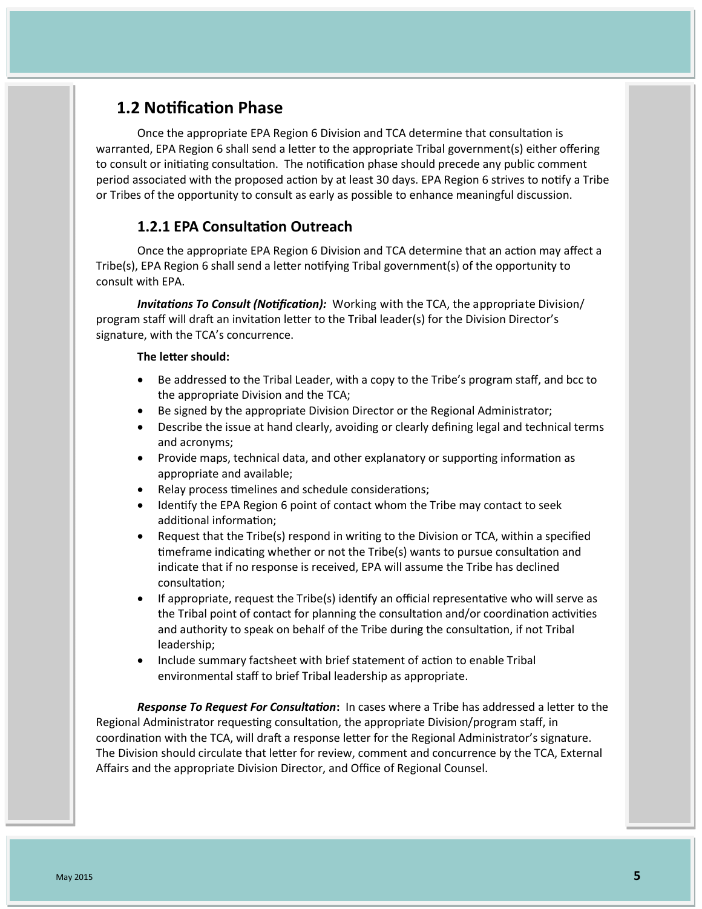## 1.2 Notification Phase

Once the appropriate EPA Region 6 Division and TCA determine that consultation is warranted, EPA Region 6 shall send a letter to the appropriate Tribal government(s) either offering to consult or initiating consultation. The notification phase should precede any public comment period associated with the proposed action by at least 30 days. EPA Region 6 strives to notify a Tribe or Tribes of the opportunity to consult as early as possible to enhance meaningful discussion.

### 1.2.1 EPA Consultation Outreach

Once the appropriate EPA Region 6 Division and TCA determine that an action may affect a Tribe(s), EPA Region 6 shall send a letter notifying Tribal government(s) of the opportunity to consult with EPA.

***Invitations To Consult (Notification):*** Working with the TCA, the appropriate Division/ program staff will draft an invitation letter to the Tribal leader(s) for the Division Director's signature, with the TCA's concurrence.

**The letter should:**

- Be addressed to the Tribal Leader, with a copy to the Tribe's program staff, and bcc to the appropriate Division and the TCA;
- Be signed by the appropriate Division Director or the Regional Administrator;
- Describe the issue at hand clearly, avoiding or clearly defining legal and technical terms and acronyms;
- Provide maps, technical data, and other explanatory or supporting information as appropriate and available;
- Relay process timelines and schedule considerations;
- Identify the EPA Region 6 point of contact whom the Tribe may contact to seek additional information;
- Request that the Tribe(s) respond in writing to the Division or TCA, within a specified timeframe indicating whether or not the Tribe(s) wants to pursue consultation and indicate that if no response is received, EPA will assume the Tribe has declined consultation;
- If appropriate, request the Tribe(s) identify an official representative who will serve as the Tribal point of contact for planning the consultation and/or coordination activities and authority to speak on behalf of the Tribe during the consultation, if not Tribal leadership;
- Include summary factsheet with brief statement of action to enable Tribal environmental staff to brief Tribal leadership as appropriate.

***Response To Request For Consultation*:** In cases where a Tribe has addressed a letter to the Regional Administrator requesting consultation, the appropriate Division/program staff, in coordination with the TCA, will draft a response letter for the Regional Administrator's signature. The Division should circulate that letter for review, comment and concurrence by the TCA, External Affairs and the appropriate Division Director, and Office of Regional Counsel.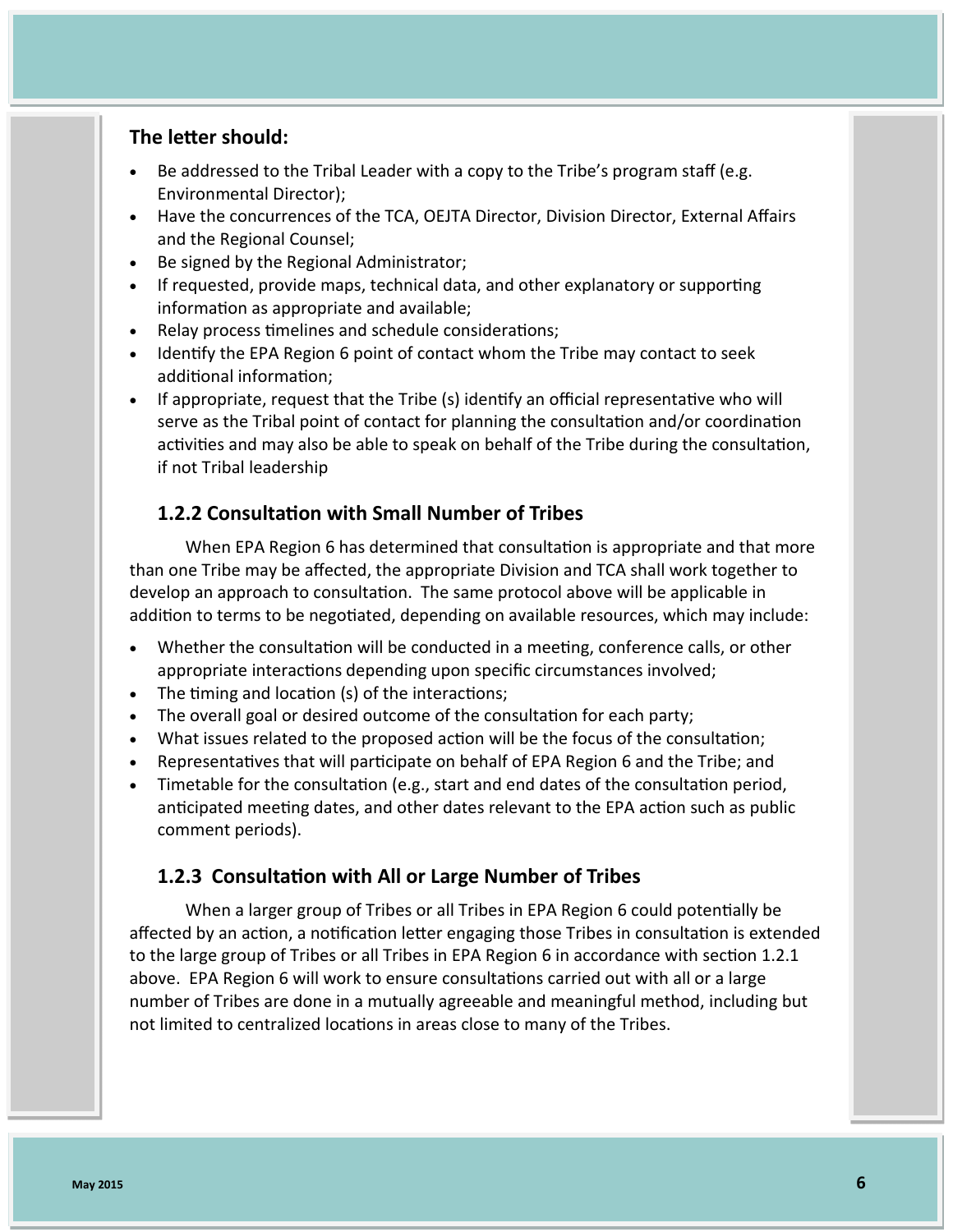**The letter should:**

- Be addressed to the Tribal Leader with a copy to the Tribe's program staff (e.g. Environmental Director);
- Have the concurrences of the TCA, OEJTA Director, Division Director, External Affairs and the Regional Counsel;
- Be signed by the Regional Administrator;
- If requested, provide maps, technical data, and other explanatory or supporting information as appropriate and available;
- Relay process timelines and schedule considerations;
- Identify the EPA Region 6 point of contact whom the Tribe may contact to seek additional information;
- If appropriate, request that the Tribe (s) identify an official representative who will serve as the Tribal point of contact for planning the consultation and/or coordination activities and may also be able to speak on behalf of the Tribe during the consultation, if not Tribal leadership

### 1.2.2 Consultation with Small Number of Tribes

When EPA Region 6 has determined that consultation is appropriate and that more than one Tribe may be affected, the appropriate Division and TCA shall work together to develop an approach to consultation. The same protocol above will be applicable in addition to terms to be negotiated, depending on available resources, which may include:

- Whether the consultation will be conducted in a meeting, conference calls, or other appropriate interactions depending upon specific circumstances involved;
- The timing and location (s) of the interactions;
- The overall goal or desired outcome of the consultation for each party;
- What issues related to the proposed action will be the focus of the consultation;
- Representatives that will participate on behalf of EPA Region 6 and the Tribe; and
- Timetable for the consultation (e.g., start and end dates of the consultation period, anticipated meeting dates, and other dates relevant to the EPA action such as public comment periods).

### 1.2.3 Consultation with All or Large Number of Tribes

When a larger group of Tribes or all Tribes in EPA Region 6 could potentially be affected by an action, a notification letter engaging those Tribes in consultation is extended to the large group of Tribes or all Tribes in EPA Region 6 in accordance with section 1.2.1 above. EPA Region 6 will work to ensure consultations carried out with all or a large number of Tribes are done in a mutually agreeable and meaningful method, including but not limited to centralized locations in areas close to many of the Tribes.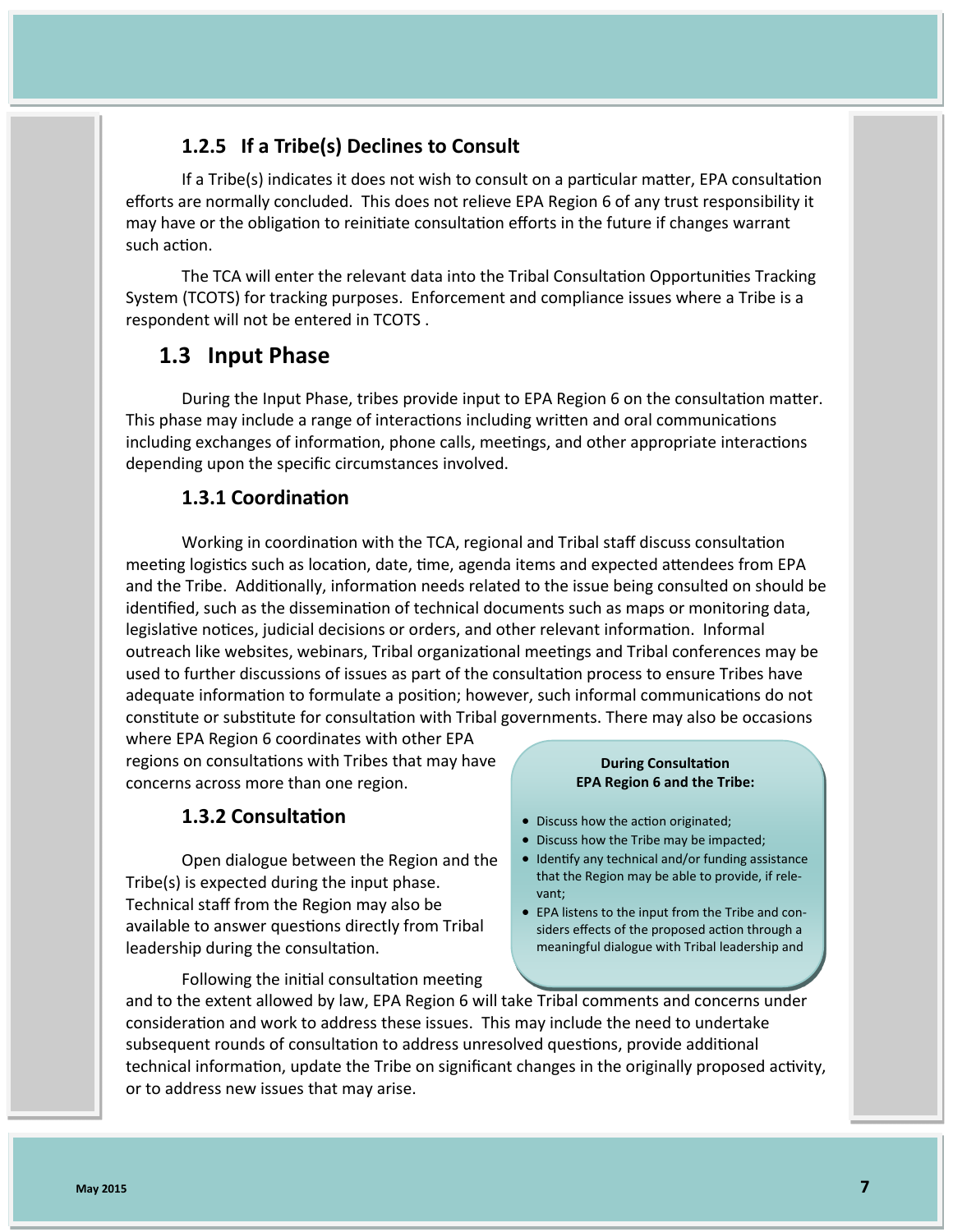### 1.2.5 If a Tribe(s) Declines to Consult

If a Tribe(s) indicates it does not wish to consult on a particular matter, EPA consultation efforts are normally concluded. This does not relieve EPA Region 6 of any trust responsibility it may have or the obligation to reinitiate consultation efforts in the future if changes warrant such action.

The TCA will enter the relevant data into the Tribal Consultation Opportunities Tracking System (TCOTS) for tracking purposes. Enforcement and compliance issues where a Tribe is a respondent will not be entered in TCOTS .

## 1.3 Input Phase

During the Input Phase, tribes provide input to EPA Region 6 on the consultation matter. This phase may include a range of interactions including written and oral communications including exchanges of information, phone calls, meetings, and other appropriate interactions depending upon the specific circumstances involved.

### 1.3.1 Coordination

Working in coordination with the TCA, regional and Tribal staff discuss consultation meeting logistics such as location, date, time, agenda items and expected attendees from EPA and the Tribe. Additionally, information needs related to the issue being consulted on should be identified, such as the dissemination of technical documents such as maps or monitoring data, legislative notices, judicial decisions or orders, and other relevant information. Informal outreach like websites, webinars, Tribal organizational meetings and Tribal conferences may be used to further discussions of issues as part of the consultation process to ensure Tribes have adequate information to formulate a position; however, such informal communications do not constitute or substitute for consultation with Tribal governments. There may also be occasions where EPA Region 6 coordinates with other EPA regions on consultations with Tribes that may have concerns across more than one region.

### 1.3.2 Consultation

Open dialogue between the Region and the Tribe(s) is expected during the input phase. Technical staff from the Region may also be available to answer questions directly from Tribal leadership during the consultation.

Following the initial consultation meeting and to the extent allowed by law, EPA Region 6 will take Tribal comments and concerns under consideration and work to address these issues. This may include the need to undertake subsequent rounds of consultation to address unresolved questions, provide additional technical information, update the Tribe on significant changes in the originally proposed activity, or to address new issues that may arise.

**During Consultation EPA Region 6 and the Tribe:**

- Discuss how the action originated;
- Discuss how the Tribe may be impacted;
- Identify any technical and/or funding assistance that the Region may be able to provide, if relevant;
- EPA listens to the input from the Tribe and considers effects of the proposed action through a meaningful dialogue with Tribal leadership and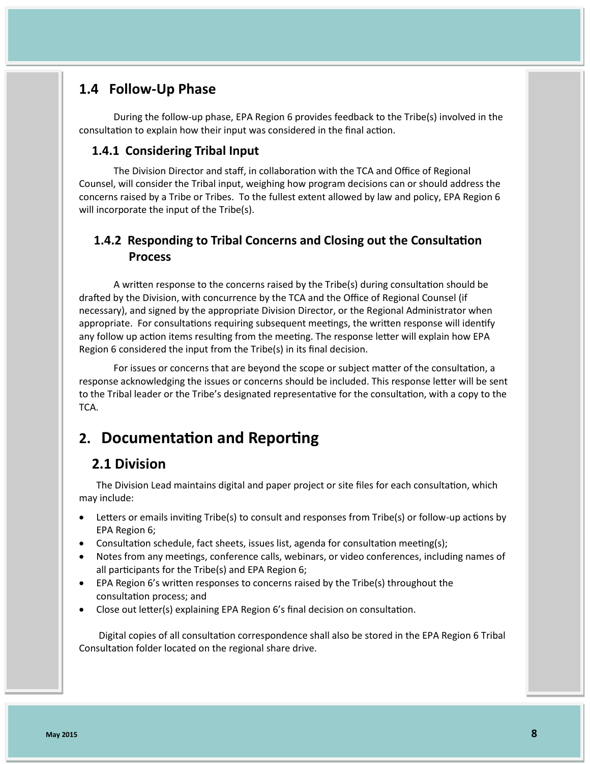## 1.4 Follow-Up Phase

During the follow-up phase, EPA Region 6 provides feedback to the Tribe(s) involved in the consultation to explain how their input was considered in the final action.

### 1.4.1 Considering Tribal Input

The Division Director and staff, in collaboration with the TCA and Office of Regional Counsel, will consider the Tribal input, weighing how program decisions can or should address the concerns raised by a Tribe or Tribes. To the fullest extent allowed by law and policy, EPA Region 6 will incorporate the input of the Tribe(s).

### 1.4.2 Responding to Tribal Concerns and Closing out the Consultation Process

A written response to the concerns raised by the Tribe(s) during consultation should be drafted by the Division, with concurrence by the TCA and the Office of Regional Counsel (if necessary), and signed by the appropriate Division Director, or the Regional Administrator when appropriate. For consultations requiring subsequent meetings, the written response will identify any follow up action items resulting from the meeting. The response letter will explain how EPA Region 6 considered the input from the Tribe(s) in its final decision.

For issues or concerns that are beyond the scope or subject matter of the consultation, a response acknowledging the issues or concerns should be included. This response letter will be sent to the Tribal leader or the Tribe's designated representative for the consultation, with a copy to the TCA.

# 2. Documentation and Reporting

## 2.1 Division

The Division Lead maintains digital and paper project or site files for each consultation, which may include:

- Letters or emails inviting Tribe(s) to consult and responses from Tribe(s) or follow-up actions by EPA Region 6;
- Consultation schedule, fact sheets, issues list, agenda for consultation meeting(s);
- Notes from any meetings, conference calls, webinars, or video conferences, including names of all participants for the Tribe(s) and EPA Region 6;
- EPA Region 6's written responses to concerns raised by the Tribe(s) throughout the consultation process; and
- Close out letter(s) explaining EPA Region 6's final decision on consultation.

Digital copies of all consultation correspondence shall also be stored in the EPA Region 6 Tribal Consultation folder located on the regional share drive.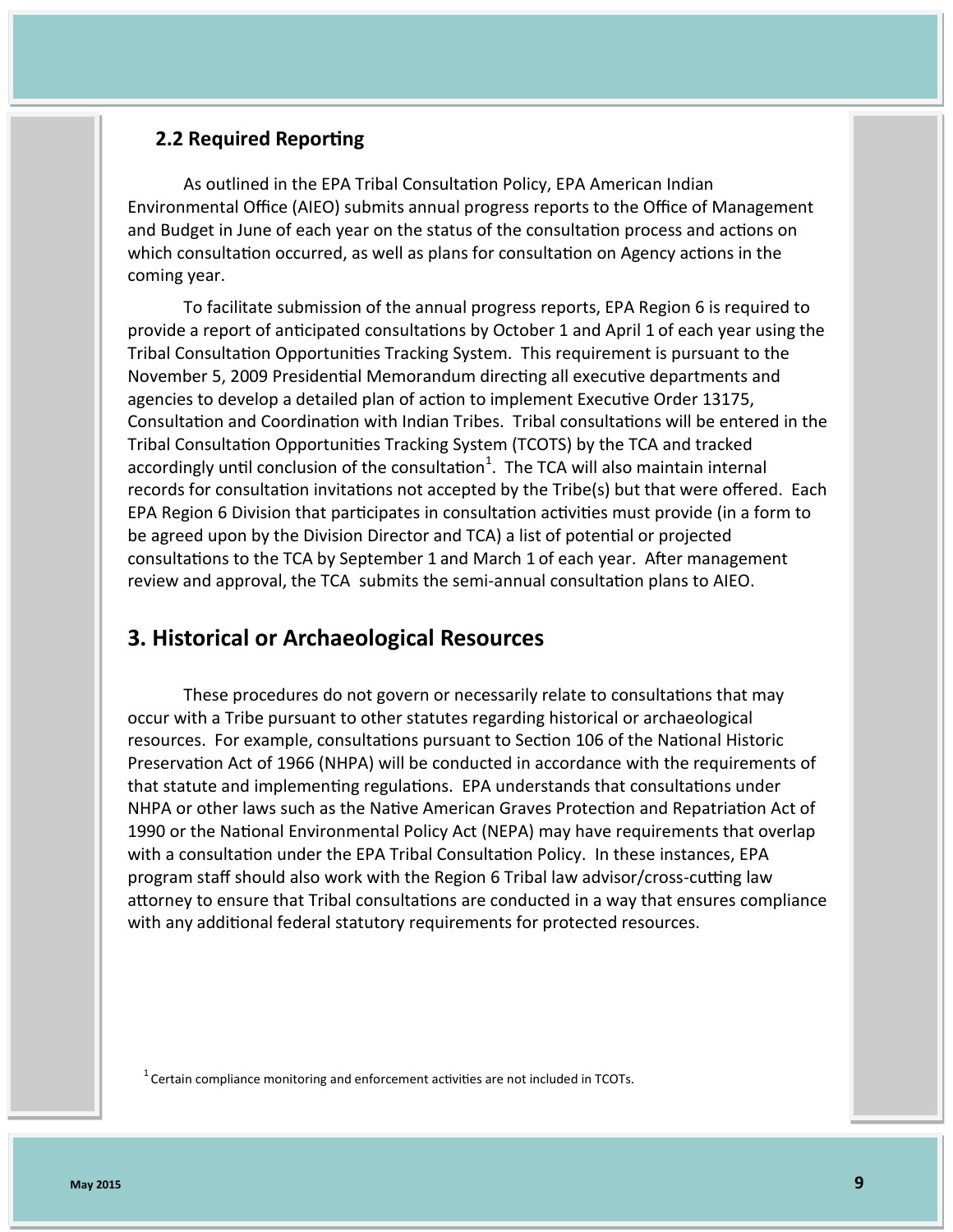## 2.2 Required Reporting

As outlined in the EPA Tribal Consultation Policy, EPA American Indian Environmental Office (AIEO) submits annual progress reports to the Office of Management and Budget in June of each year on the status of the consultation process and actions on which consultation occurred, as well as plans for consultation on Agency actions in the coming year.

To facilitate submission of the annual progress reports, EPA Region 6 is required to provide a report of anticipated consultations by October 1 and April 1 of each year using the Tribal Consultation Opportunities Tracking System. This requirement is pursuant to the November 5, 2009 Presidential Memorandum directing all executive departments and agencies to develop a detailed plan of action to implement Executive Order 13175, Consultation and Coordination with Indian Tribes. Tribal consultations will be entered in the Tribal Consultation Opportunities Tracking System (TCOTS) by the TCA and tracked accordingly until conclusion of the consultation[1]. The TCA will also maintain internal records for consultation invitations not accepted by the Tribe(s) but that were offered. Each EPA Region 6 Division that participates in consultation activities must provide (in a form to be agreed upon by the Division Director and TCA) a list of potential or projected consultations to the TCA by September 1 and March 1 of each year. After management review and approval, the TCA submits the semi-annual consultation plans to AIEO.

# 3. Historical or Archaeological Resources

These procedures do not govern or necessarily relate to consultations that may occur with a Tribe pursuant to other statutes regarding historical or archaeological resources. For example, consultations pursuant to Section 106 of the National Historic Preservation Act of 1966 (NHPA) will be conducted in accordance with the requirements of that statute and implementing regulations. EPA understands that consultations under NHPA or other laws such as the Native American Graves Protection and Repatriation Act of 1990 or the National Environmental Policy Act (NEPA) may have requirements that overlap with a consultation under the EPA Tribal Consultation Policy. In these instances, EPA program staff should also work with the Region 6 Tribal law advisor/cross-cutting law attorney to ensure that Tribal consultations are conducted in a way that ensures compliance with any additional federal statutory requirements for protected resources.

[1] Certain compliance monitoring and enforcement activities are not included in TCOTs.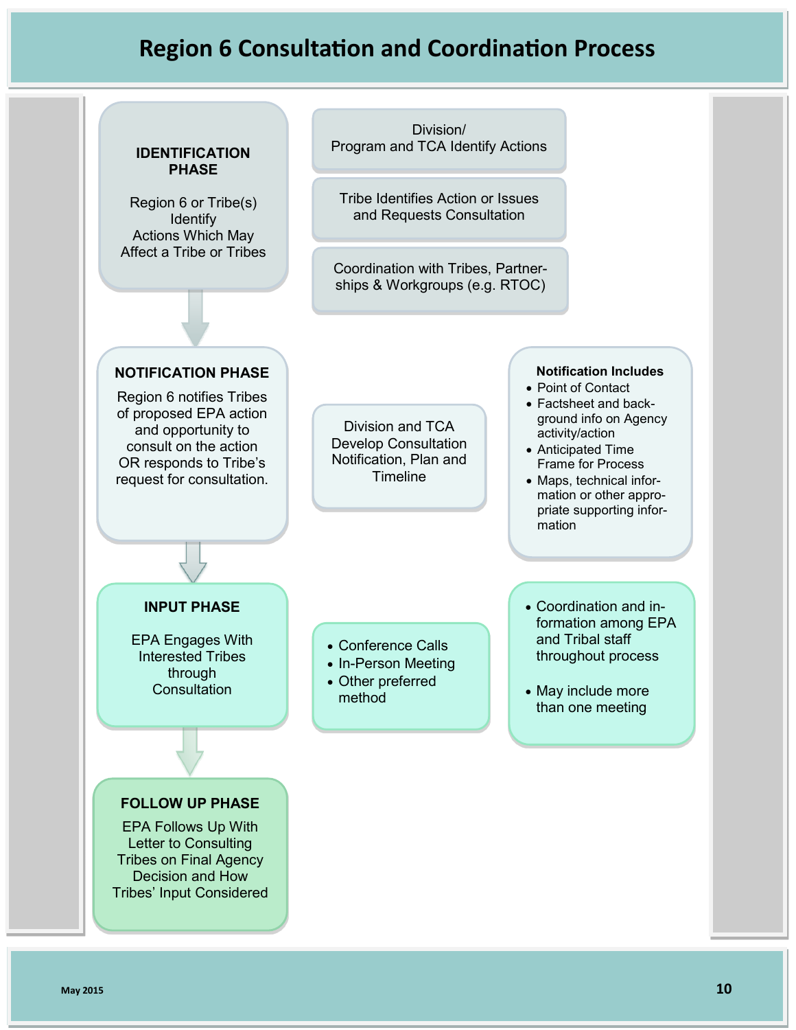# Region 6 Consultation and Coordination Process

### IDENTIFICATION PHASE

Region 6 or Tribe(s) Identify Actions Which May Affect a Tribe or Tribes

- Division/ Program and TCA Identify Actions
- Tribe Identifies Action or Issues and Requests Consultation
- Coordination with Tribes, Partnerships & Workgroups (e.g. RTOC)

### NOTIFICATION PHASE

Region 6 notifies Tribes of proposed EPA action and opportunity to consult on the action OR responds to Tribe's request for consultation.

Division and TCA Develop Consultation Notification, Plan and Timeline

**Notification Includes**

- Point of Contact
- Factsheet and background info on Agency activity/action
- Anticipated Time Frame for Process
- Maps, technical information or other appropriate supporting information

### INPUT PHASE

EPA Engages With Interested Tribes through Consultation

- Conference Calls
- In-Person Meeting
- Other preferred method

- Coordination and information among EPA and Tribal staff throughout process
- May include more than one meeting

### FOLLOW UP PHASE

EPA Follows Up With Letter to Consulting Tribes on Final Agency Decision and How Tribes' Input Considered

May 2015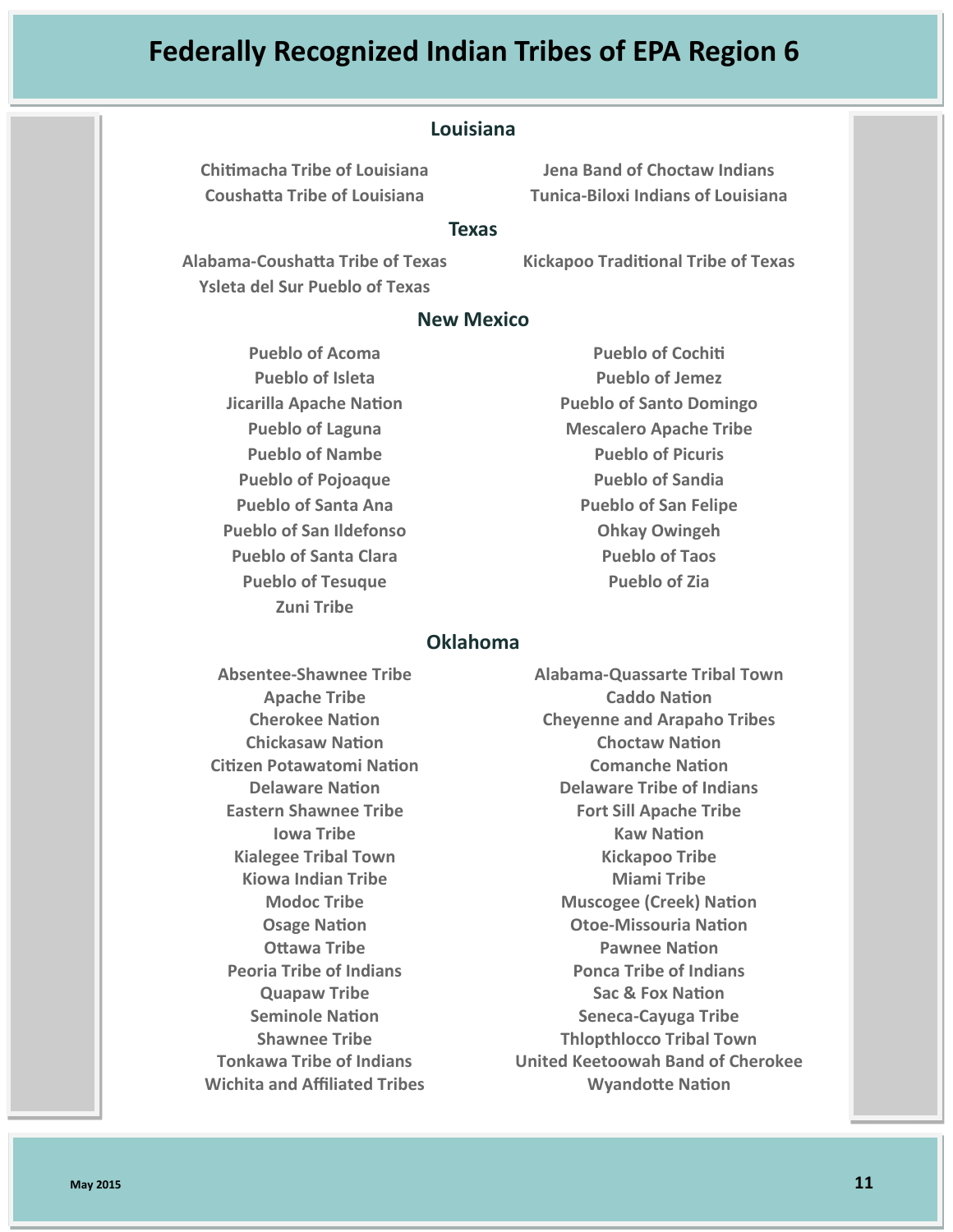# Federally Recognized Indian Tribes of EPA Region 6

## Louisiana

Chitimacha Tribe of Louisiana
Coushatta Tribe of Louisiana
Jena Band of Choctaw Indians
Tunica-Biloxi Indians of Louisiana

## Texas

Alabama-Coushatta Tribe of Texas
Ysleta del Sur Pueblo of Texas
Kickapoo Traditional Tribe of Texas

## New Mexico

Pueblo of Acoma
Pueblo of Isleta
Jicarilla Apache Nation
Pueblo of Laguna
Pueblo of Nambe
Pueblo of Pojoaque
Pueblo of Santa Ana
Pueblo of San Ildefonso
Pueblo of Santa Clara
Pueblo of Tesuque
Zuni Tribe
Pueblo of Cochiti
Pueblo of Jemez
Pueblo of Santo Domingo
Mescalero Apache Tribe
Pueblo of Picuris
Pueblo of Sandia
Pueblo of San Felipe
Ohkay Owingeh
Pueblo of Taos
Pueblo of Zia

## Oklahoma

Absentee-Shawnee Tribe
Apache Tribe
Cherokee Nation
Chickasaw Nation
Citizen Potawatomi Nation
Delaware Nation
Eastern Shawnee Tribe
Iowa Tribe
Kialegee Tribal Town
Kiowa Indian Tribe
Modoc Tribe
Osage Nation
Ottawa Tribe
Peoria Tribe of Indians
Quapaw Tribe
Seminole Nation
Shawnee Tribe
Tonkawa Tribe of Indians
Wichita and Affiliated Tribes
Alabama-Quassarte Tribal Town
Caddo Nation
Cheyenne and Arapaho Tribes
Choctaw Nation
Comanche Nation
Delaware Tribe of Indians
Fort Sill Apache Tribe
Kaw Nation
Kickapoo Tribe
Miami Tribe
Muscogee (Creek) Nation
Otoe-Missouria Nation
Pawnee Nation
Ponca Tribe of Indians
Sac & Fox Nation
Seneca-Cayuga Tribe
Thlopthlocco Tribal Town
United Keetoowah Band of Cherokee
Wyandotte Nation

May 2015